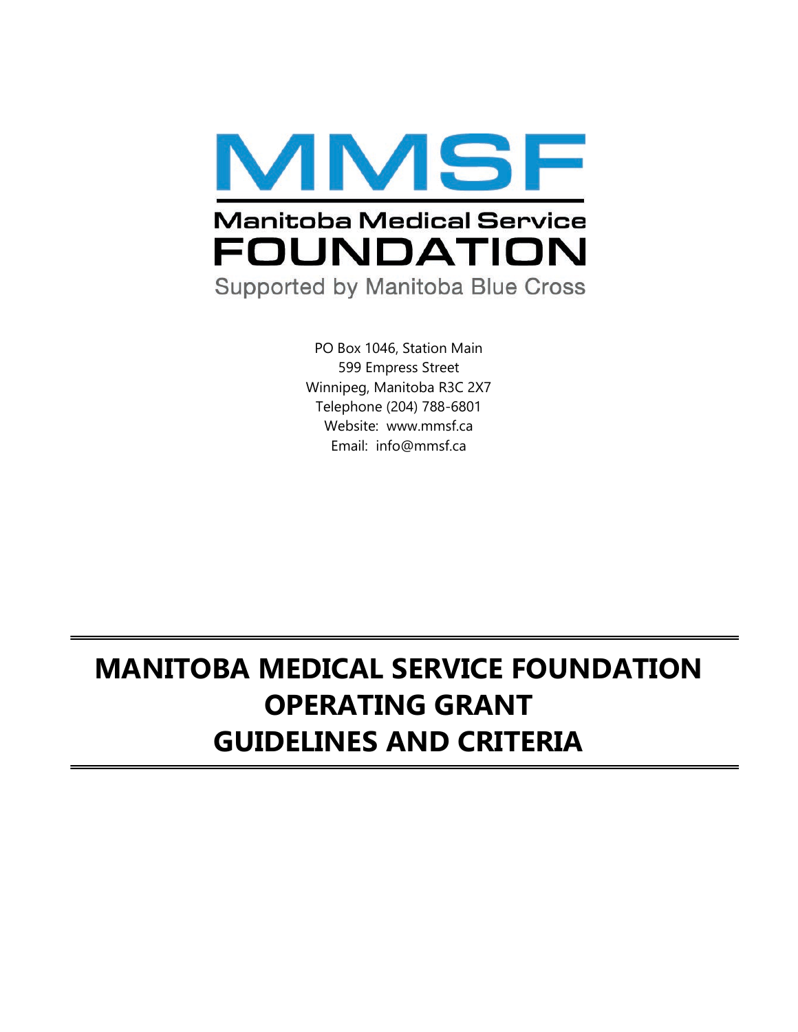MMSF

Manitoba Medical Service

FOUNDATION

Supported by Manitoba Blue Cross

PO Box 1046, Station Main
599 Empress Street
Winnipeg, Manitoba R3C 2X7
Telephone (204) 788-6801
Website: www.mmsf.ca
Email: info@mmsf.ca

# MANITOBA MEDICAL SERVICE FOUNDATION OPERATING GRANT GUIDELINES AND CRITERIA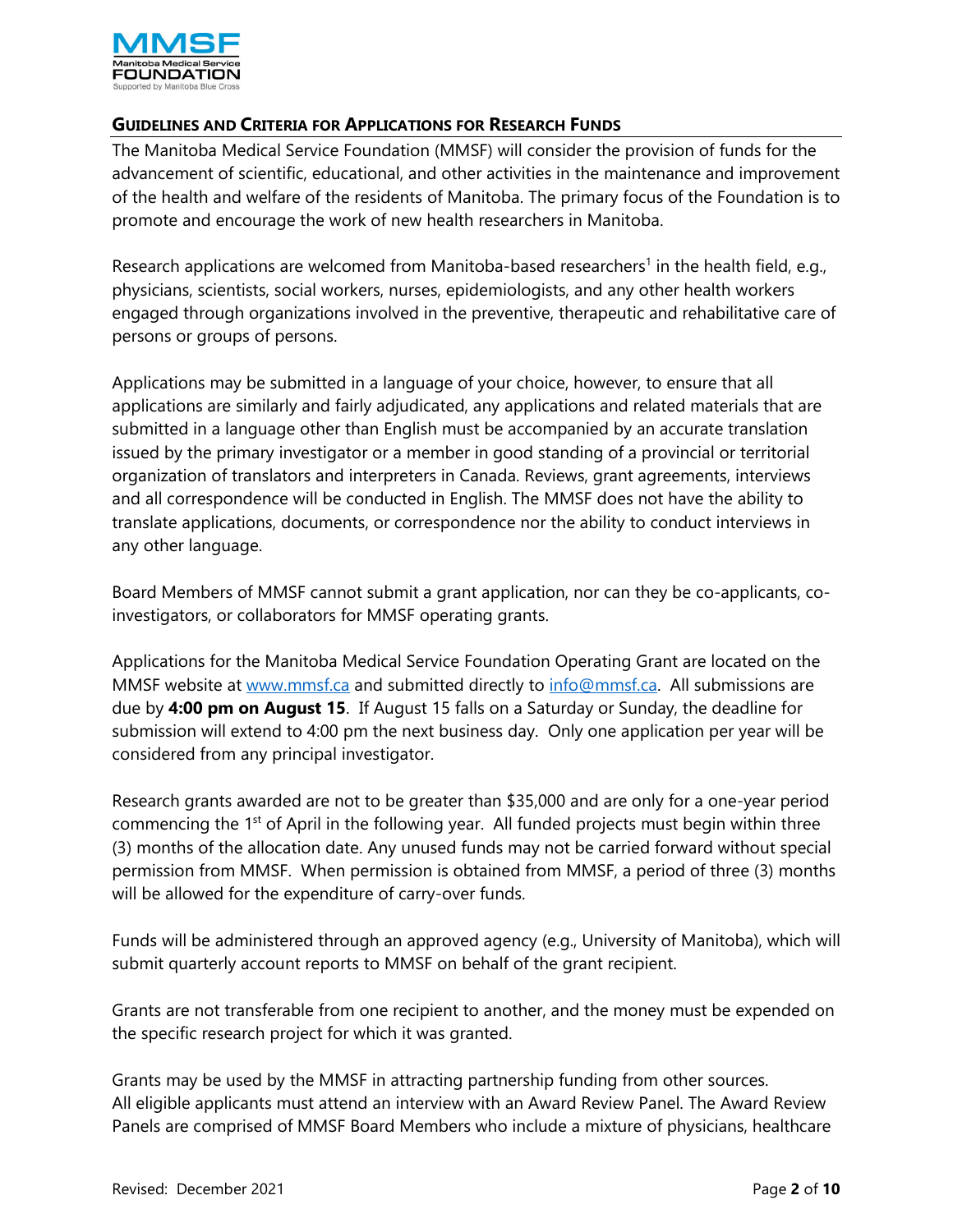## Guidelines and Criteria for Applications for Research Funds

The Manitoba Medical Service Foundation (MMSF) will consider the provision of funds for the advancement of scientific, educational, and other activities in the maintenance and improvement of the health and welfare of the residents of Manitoba. The primary focus of the Foundation is to promote and encourage the work of new health researchers in Manitoba.

Research applications are welcomed from Manitoba-based researchers[1] in the health field, e.g., physicians, scientists, social workers, nurses, epidemiologists, and any other health workers engaged through organizations involved in the preventive, therapeutic and rehabilitative care of persons or groups of persons.

Applications may be submitted in a language of your choice, however, to ensure that all applications are similarly and fairly adjudicated, any applications and related materials that are submitted in a language other than English must be accompanied by an accurate translation issued by the primary investigator or a member in good standing of a provincial or territorial organization of translators and interpreters in Canada. Reviews, grant agreements, interviews and all correspondence will be conducted in English. The MMSF does not have the ability to translate applications, documents, or correspondence nor the ability to conduct interviews in any other language.

Board Members of MMSF cannot submit a grant application, nor can they be co-applicants, co-investigators, or collaborators for MMSF operating grants.

Applications for the Manitoba Medical Service Foundation Operating Grant are located on the MMSF website at www.mmsf.ca and submitted directly to info@mmsf.ca. All submissions are due by **4:00 pm on August 15**. If August 15 falls on a Saturday or Sunday, the deadline for submission will extend to 4:00 pm the next business day. Only one application per year will be considered from any principal investigator.

Research grants awarded are not to be greater than $35,000 and are only for a one-year period commencing the 1st of April in the following year. All funded projects must begin within three (3) months of the allocation date. Any unused funds may not be carried forward without special permission from MMSF. When permission is obtained from MMSF, a period of three (3) months will be allowed for the expenditure of carry-over funds.

Funds will be administered through an approved agency (e.g., University of Manitoba), which will submit quarterly account reports to MMSF on behalf of the grant recipient.

Grants are not transferable from one recipient to another, and the money must be expended on the specific research project for which it was granted.

Grants may be used by the MMSF in attracting partnership funding from other sources.
All eligible applicants must attend an interview with an Award Review Panel. The Award Review Panels are comprised of MMSF Board Members who include a mixture of physicians, healthcare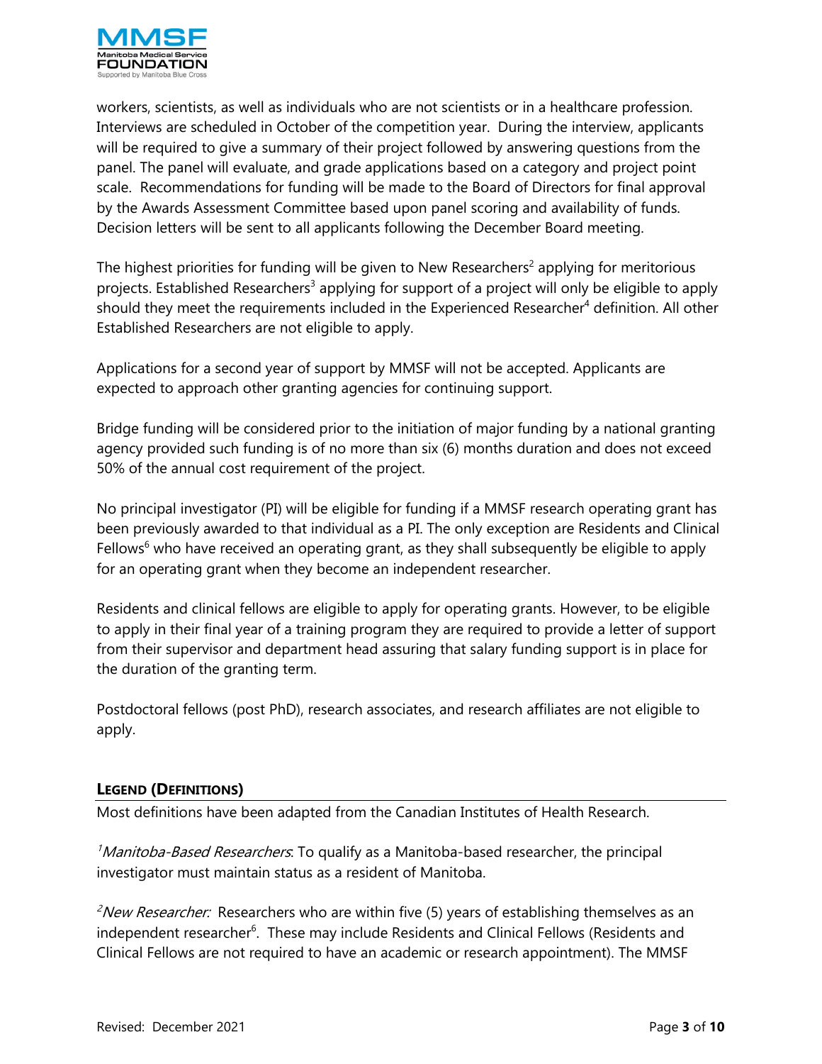workers, scientists, as well as individuals who are not scientists or in a healthcare profession. Interviews are scheduled in October of the competition year. During the interview, applicants will be required to give a summary of their project followed by answering questions from the panel. The panel will evaluate, and grade applications based on a category and project point scale. Recommendations for funding will be made to the Board of Directors for final approval by the Awards Assessment Committee based upon panel scoring and availability of funds. Decision letters will be sent to all applicants following the December Board meeting.

The highest priorities for funding will be given to New Researchers[2] applying for meritorious projects. Established Researchers[3] applying for support of a project will only be eligible to apply should they meet the requirements included in the Experienced Researcher[4] definition. All other Established Researchers are not eligible to apply.

Applications for a second year of support by MMSF will not be accepted. Applicants are expected to approach other granting agencies for continuing support.

Bridge funding will be considered prior to the initiation of major funding by a national granting agency provided such funding is of no more than six (6) months duration and does not exceed 50% of the annual cost requirement of the project.

No principal investigator (PI) will be eligible for funding if a MMSF research operating grant has been previously awarded to that individual as a PI. The only exception are Residents and Clinical Fellows[6] who have received an operating grant, as they shall subsequently be eligible to apply for an operating grant when they become an independent researcher.

Residents and clinical fellows are eligible to apply for operating grants. However, to be eligible to apply in their final year of a training program they are required to provide a letter of support from their supervisor and department head assuring that salary funding support is in place for the duration of the granting term.

Postdoctoral fellows (post PhD), research associates, and research affiliates are not eligible to apply.

## LEGEND (DEFINITIONS)

Most definitions have been adapted from the Canadian Institutes of Health Research.

[1]*Manitoba-Based Researchers*: To qualify as a Manitoba-based researcher, the principal investigator must maintain status as a resident of Manitoba.

[2]*New Researcher:* Researchers who are within five (5) years of establishing themselves as an independent researcher[6]. These may include Residents and Clinical Fellows (Residents and Clinical Fellows are not required to have an academic or research appointment). The MMSF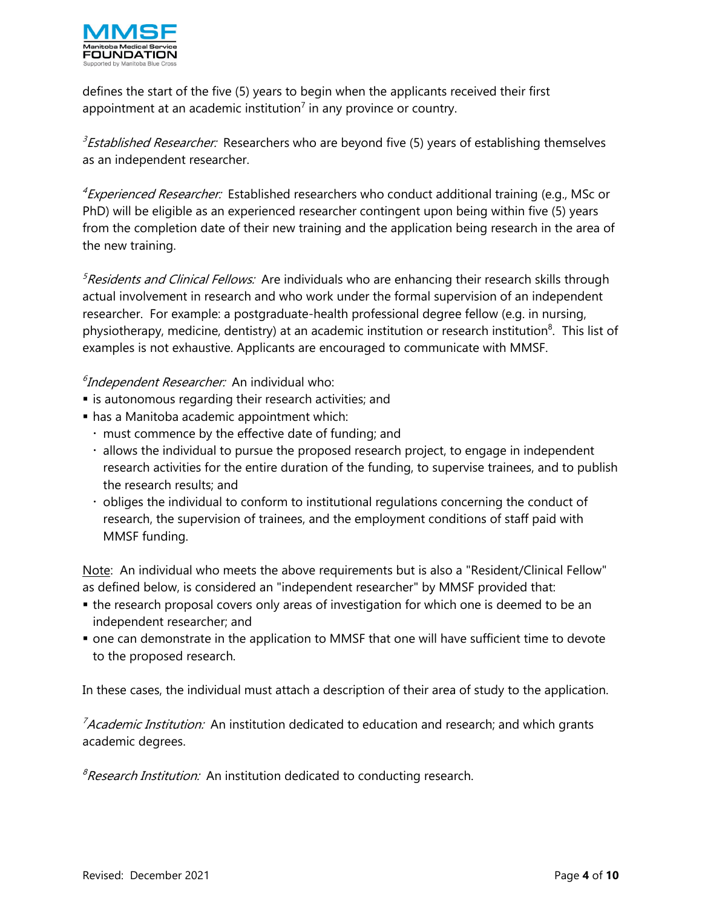defines the start of the five (5) years to begin when the applicants received their first appointment at an academic institution[7] in any province or country.

[3]*Established Researcher:* Researchers who are beyond five (5) years of establishing themselves as an independent researcher.

[4]*Experienced Researcher:* Established researchers who conduct additional training (e.g., MSc or PhD) will be eligible as an experienced researcher contingent upon being within five (5) years from the completion date of their new training and the application being research in the area of the new training.

[5]*Residents and Clinical Fellows:* Are individuals who are enhancing their research skills through actual involvement in research and who work under the formal supervision of an independent researcher. For example: a postgraduate-health professional degree fellow (e.g. in nursing, physiotherapy, medicine, dentistry) at an academic institution or research institution[8]. This list of examples is not exhaustive. Applicants are encouraged to communicate with MMSF.

[6]*Independent Researcher:* An individual who:

- is autonomous regarding their research activities; and
- has a Manitoba academic appointment which:
  - must commence by the effective date of funding; and
  - allows the individual to pursue the proposed research project, to engage in independent research activities for the entire duration of the funding, to supervise trainees, and to publish the research results; and
  - obliges the individual to conform to institutional regulations concerning the conduct of research, the supervision of trainees, and the employment conditions of staff paid with MMSF funding.

Note: An individual who meets the above requirements but is also a "Resident/Clinical Fellow" as defined below, is considered an "independent researcher" by MMSF provided that:

- the research proposal covers only areas of investigation for which one is deemed to be an independent researcher; and
- one can demonstrate in the application to MMSF that one will have sufficient time to devote to the proposed research.

In these cases, the individual must attach a description of their area of study to the application.

[7]*Academic Institution:* An institution dedicated to education and research; and which grants academic degrees.

[8]*Research Institution:* An institution dedicated to conducting research.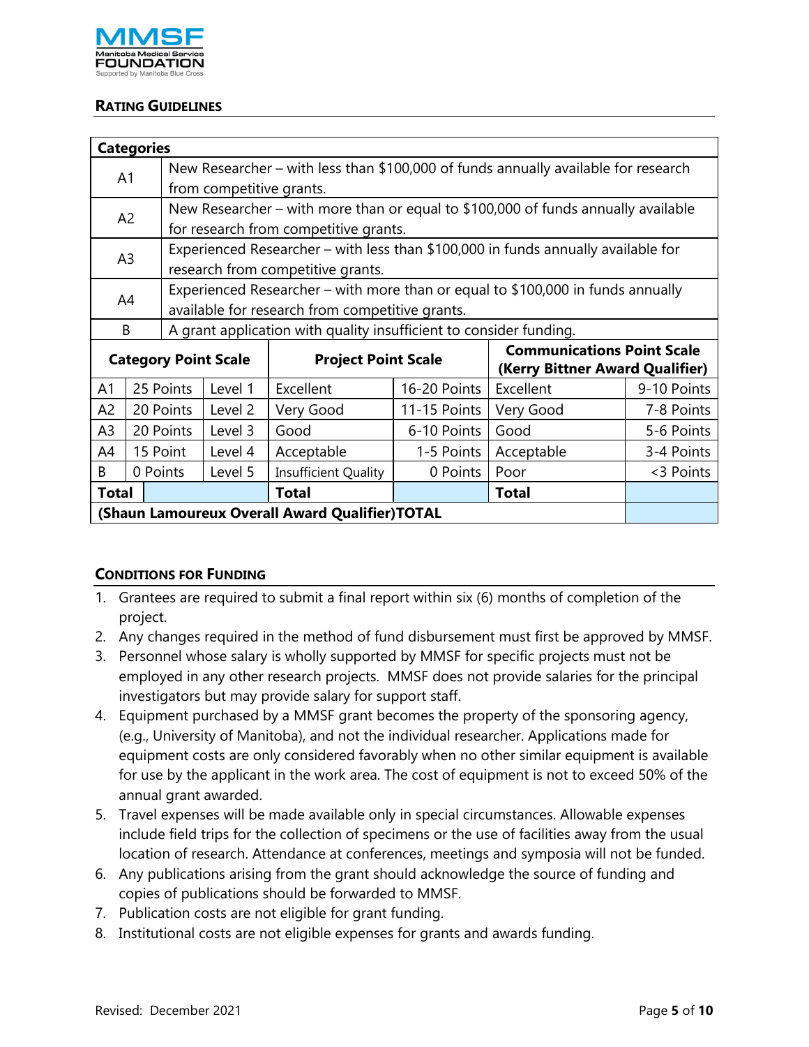## RATING GUIDELINES

| Categories | |
|---|---|
| A1 | New Researcher – with less than $100,000 of funds annually available for research from competitive grants. |
| A2 | New Researcher – with more than or equal to $100,000 of funds annually available for research from competitive grants. |
| A3 | Experienced Researcher – with less than $100,000 in funds annually available for research from competitive grants. |
| A4 | Experienced Researcher – with more than or equal to $100,000 in funds annually available for research from competitive grants. |
| B | A grant application with quality insufficient to consider funding. |

| Category Point Scale | | | Project Point Scale | | Communications Point Scale (Kerry Bittner Award Qualifier) | |
|---|---|---|---|---|---|---|
| A1 | 25 Points | Level 1 | Excellent | 16-20 Points | Excellent | 9-10 Points |
| A2 | 20 Points | Level 2 | Very Good | 11-15 Points | Very Good | 7-8 Points |
| A3 | 20 Points | Level 3 | Good | 6-10 Points | Good | 5-6 Points |
| A4 | 15 Point | Level 4 | Acceptable | 1-5 Points | Acceptable | 3-4 Points |
| B | 0 Points | Level 5 | Insufficient Quality | 0 Points | Poor | <3 Points |
| **Total** | | | **Total** | | **Total** | |
| **(Shaun Lamoureux Overall Award Qualifier)TOTAL** | | | | | | |

## CONDITIONS FOR FUNDING

1. Grantees are required to submit a final report within six (6) months of completion of the project.
2. Any changes required in the method of fund disbursement must first be approved by MMSF.
3. Personnel whose salary is wholly supported by MMSF for specific projects must not be employed in any other research projects. MMSF does not provide salaries for the principal investigators but may provide salary for support staff.
4. Equipment purchased by a MMSF grant becomes the property of the sponsoring agency, (e.g., University of Manitoba), and not the individual researcher. Applications made for equipment costs are only considered favorably when no other similar equipment is available for use by the applicant in the work area. The cost of equipment is not to exceed 50% of the annual grant awarded.
5. Travel expenses will be made available only in special circumstances. Allowable expenses include field trips for the collection of specimens or the use of facilities away from the usual location of research. Attendance at conferences, meetings and symposia will not be funded.
6. Any publications arising from the grant should acknowledge the source of funding and copies of publications should be forwarded to MMSF.
7. Publication costs are not eligible for grant funding.
8. Institutional costs are not eligible expenses for grants and awards funding.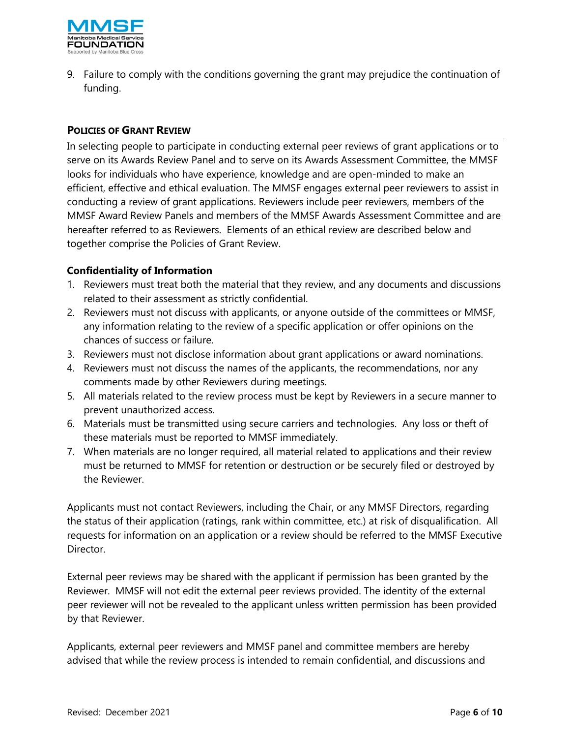9. Failure to comply with the conditions governing the grant may prejudice the continuation of funding.

## POLICIES OF GRANT REVIEW

In selecting people to participate in conducting external peer reviews of grant applications or to serve on its Awards Review Panel and to serve on its Awards Assessment Committee, the MMSF looks for individuals who have experience, knowledge and are open-minded to make an efficient, effective and ethical evaluation. The MMSF engages external peer reviewers to assist in conducting a review of grant applications. Reviewers include peer reviewers, members of the MMSF Award Review Panels and members of the MMSF Awards Assessment Committee and are hereafter referred to as Reviewers. Elements of an ethical review are described below and together comprise the Policies of Grant Review.

### Confidentiality of Information

1. Reviewers must treat both the material that they review, and any documents and discussions related to their assessment as strictly confidential.
2. Reviewers must not discuss with applicants, or anyone outside of the committees or MMSF, any information relating to the review of a specific application or offer opinions on the chances of success or failure.
3. Reviewers must not disclose information about grant applications or award nominations.
4. Reviewers must not discuss the names of the applicants, the recommendations, nor any comments made by other Reviewers during meetings.
5. All materials related to the review process must be kept by Reviewers in a secure manner to prevent unauthorized access.
6. Materials must be transmitted using secure carriers and technologies. Any loss or theft of these materials must be reported to MMSF immediately.
7. When materials are no longer required, all material related to applications and their review must be returned to MMSF for retention or destruction or be securely filed or destroyed by the Reviewer.

Applicants must not contact Reviewers, including the Chair, or any MMSF Directors, regarding the status of their application (ratings, rank within committee, etc.) at risk of disqualification. All requests for information on an application or a review should be referred to the MMSF Executive Director.

External peer reviews may be shared with the applicant if permission has been granted by the Reviewer. MMSF will not edit the external peer reviews provided. The identity of the external peer reviewer will not be revealed to the applicant unless written permission has been provided by that Reviewer.

Applicants, external peer reviewers and MMSF panel and committee members are hereby advised that while the review process is intended to remain confidential, and discussions and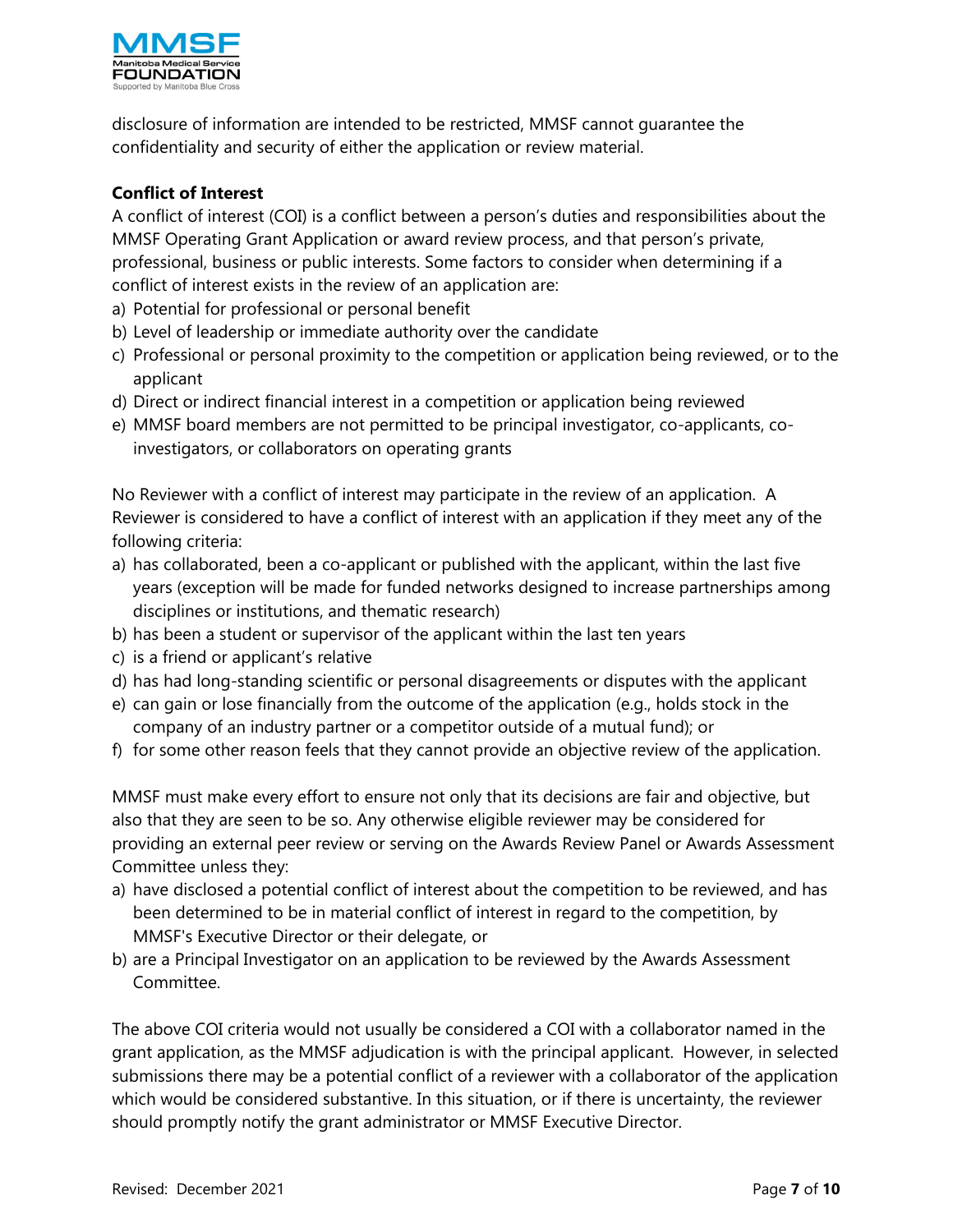disclosure of information are intended to be restricted, MMSF cannot guarantee the confidentiality and security of either the application or review material.

**Conflict of Interest**

A conflict of interest (COI) is a conflict between a person's duties and responsibilities about the MMSF Operating Grant Application or award review process, and that person's private, professional, business or public interests. Some factors to consider when determining if a conflict of interest exists in the review of an application are:

a) Potential for professional or personal benefit
b) Level of leadership or immediate authority over the candidate
c) Professional or personal proximity to the competition or application being reviewed, or to the applicant
d) Direct or indirect financial interest in a competition or application being reviewed
e) MMSF board members are not permitted to be principal investigator, co-applicants, co-investigators, or collaborators on operating grants

No Reviewer with a conflict of interest may participate in the review of an application. A Reviewer is considered to have a conflict of interest with an application if they meet any of the following criteria:

a) has collaborated, been a co-applicant or published with the applicant, within the last five years (exception will be made for funded networks designed to increase partnerships among disciplines or institutions, and thematic research)
b) has been a student or supervisor of the applicant within the last ten years
c) is a friend or applicant's relative
d) has had long-standing scientific or personal disagreements or disputes with the applicant
e) can gain or lose financially from the outcome of the application (e.g., holds stock in the company of an industry partner or a competitor outside of a mutual fund); or
f) for some other reason feels that they cannot provide an objective review of the application.

MMSF must make every effort to ensure not only that its decisions are fair and objective, but also that they are seen to be so. Any otherwise eligible reviewer may be considered for providing an external peer review or serving on the Awards Review Panel or Awards Assessment Committee unless they:

a) have disclosed a potential conflict of interest about the competition to be reviewed, and has been determined to be in material conflict of interest in regard to the competition, by MMSF's Executive Director or their delegate, or
b) are a Principal Investigator on an application to be reviewed by the Awards Assessment Committee.

The above COI criteria would not usually be considered a COI with a collaborator named in the grant application, as the MMSF adjudication is with the principal applicant. However, in selected submissions there may be a potential conflict of a reviewer with a collaborator of the application which would be considered substantive. In this situation, or if there is uncertainty, the reviewer should promptly notify the grant administrator or MMSF Executive Director.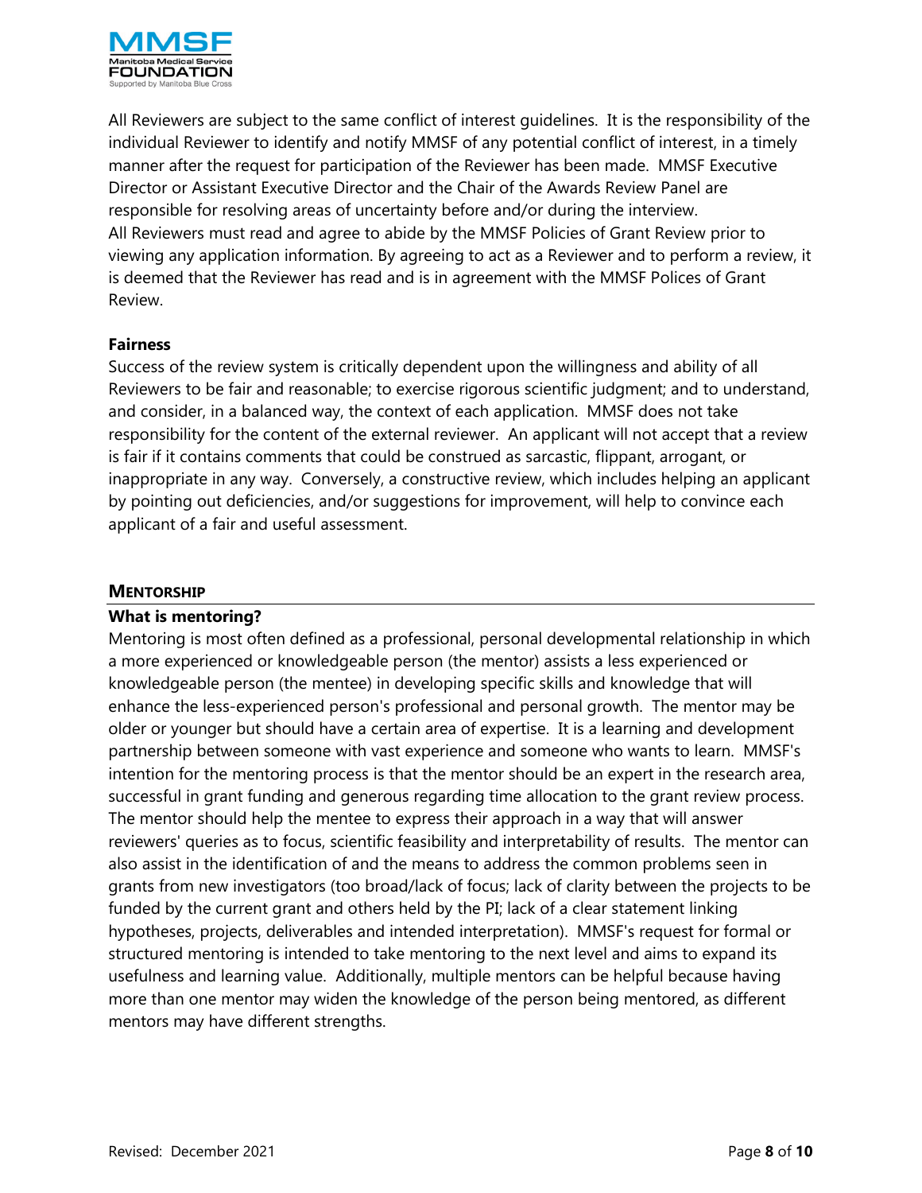All Reviewers are subject to the same conflict of interest guidelines. It is the responsibility of the individual Reviewer to identify and notify MMSF of any potential conflict of interest, in a timely manner after the request for participation of the Reviewer has been made. MMSF Executive Director or Assistant Executive Director and the Chair of the Awards Review Panel are responsible for resolving areas of uncertainty before and/or during the interview.
All Reviewers must read and agree to abide by the MMSF Policies of Grant Review prior to viewing any application information. By agreeing to act as a Reviewer and to perform a review, it is deemed that the Reviewer has read and is in agreement with the MMSF Polices of Grant Review.

**Fairness**

Success of the review system is critically dependent upon the willingness and ability of all Reviewers to be fair and reasonable; to exercise rigorous scientific judgment; and to understand, and consider, in a balanced way, the context of each application. MMSF does not take responsibility for the content of the external reviewer. An applicant will not accept that a review is fair if it contains comments that could be construed as sarcastic, flippant, arrogant, or inappropriate in any way. Conversely, a constructive review, which includes helping an applicant by pointing out deficiencies, and/or suggestions for improvement, will help to convince each applicant of a fair and useful assessment.

## MENTORSHIP

**What is mentoring?**

Mentoring is most often defined as a professional, personal developmental relationship in which a more experienced or knowledgeable person (the mentor) assists a less experienced or knowledgeable person (the mentee) in developing specific skills and knowledge that will enhance the less-experienced person's professional and personal growth. The mentor may be older or younger but should have a certain area of expertise. It is a learning and development partnership between someone with vast experience and someone who wants to learn. MMSF's intention for the mentoring process is that the mentor should be an expert in the research area, successful in grant funding and generous regarding time allocation to the grant review process. The mentor should help the mentee to express their approach in a way that will answer reviewers' queries as to focus, scientific feasibility and interpretability of results. The mentor can also assist in the identification of and the means to address the common problems seen in grants from new investigators (too broad/lack of focus; lack of clarity between the projects to be funded by the current grant and others held by the PI; lack of a clear statement linking hypotheses, projects, deliverables and intended interpretation). MMSF's request for formal or structured mentoring is intended to take mentoring to the next level and aims to expand its usefulness and learning value. Additionally, multiple mentors can be helpful because having more than one mentor may widen the knowledge of the person being mentored, as different mentors may have different strengths.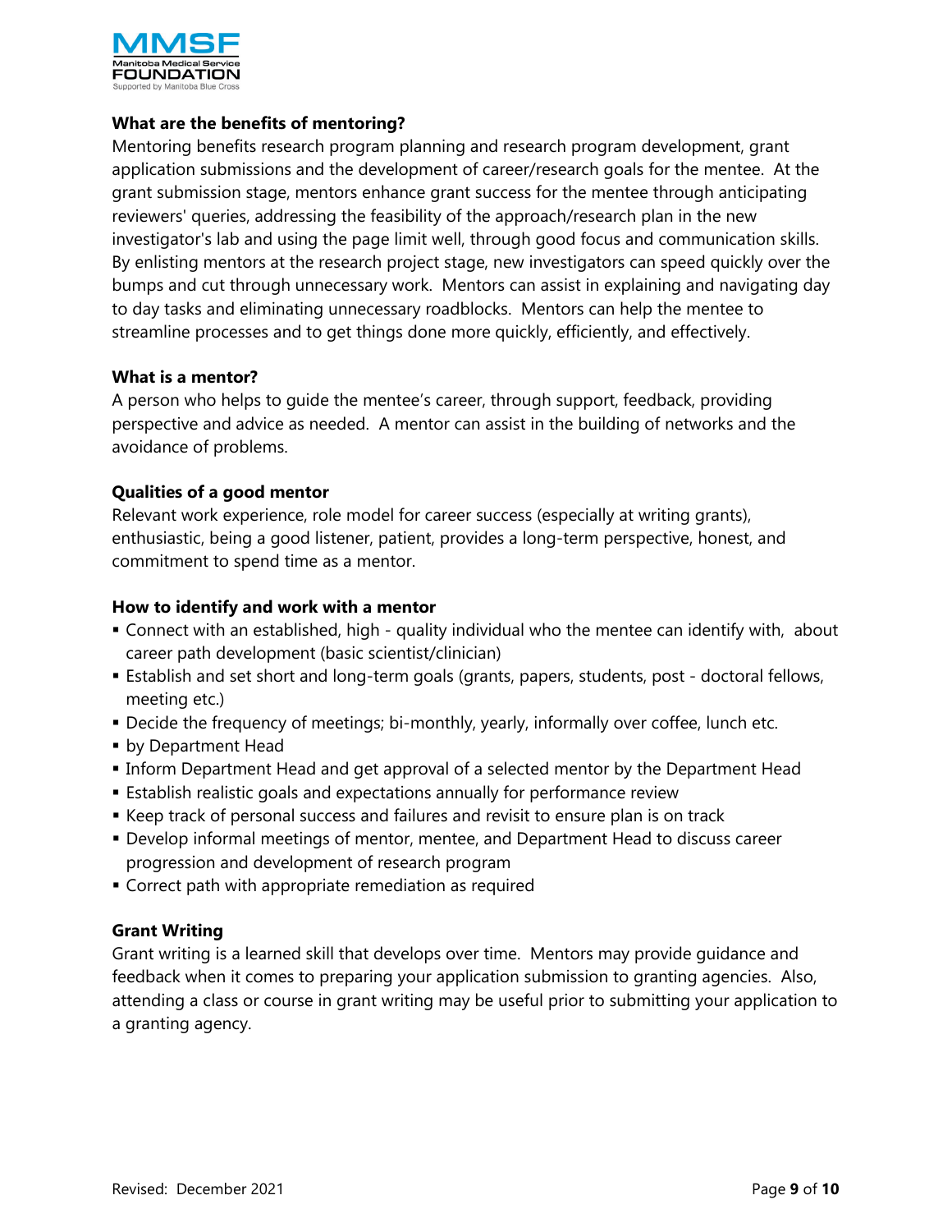**What are the benefits of mentoring?**

Mentoring benefits research program planning and research program development, grant application submissions and the development of career/research goals for the mentee. At the grant submission stage, mentors enhance grant success for the mentee through anticipating reviewers' queries, addressing the feasibility of the approach/research plan in the new investigator's lab and using the page limit well, through good focus and communication skills. By enlisting mentors at the research project stage, new investigators can speed quickly over the bumps and cut through unnecessary work. Mentors can assist in explaining and navigating day to day tasks and eliminating unnecessary roadblocks. Mentors can help the mentee to streamline processes and to get things done more quickly, efficiently, and effectively.

**What is a mentor?**

A person who helps to guide the mentee's career, through support, feedback, providing perspective and advice as needed. A mentor can assist in the building of networks and the avoidance of problems.

**Qualities of a good mentor**

Relevant work experience, role model for career success (especially at writing grants), enthusiastic, being a good listener, patient, provides a long-term perspective, honest, and commitment to spend time as a mentor.

**How to identify and work with a mentor**

- Connect with an established, high - quality individual who the mentee can identify with, about career path development (basic scientist/clinician)
- Establish and set short and long-term goals (grants, papers, students, post - doctoral fellows, meeting etc.)
- Decide the frequency of meetings; bi-monthly, yearly, informally over coffee, lunch etc.
- by Department Head
- Inform Department Head and get approval of a selected mentor by the Department Head
- Establish realistic goals and expectations annually for performance review
- Keep track of personal success and failures and revisit to ensure plan is on track
- Develop informal meetings of mentor, mentee, and Department Head to discuss career progression and development of research program
- Correct path with appropriate remediation as required

**Grant Writing**

Grant writing is a learned skill that develops over time. Mentors may provide guidance and feedback when it comes to preparing your application submission to granting agencies. Also, attending a class or course in grant writing may be useful prior to submitting your application to a granting agency.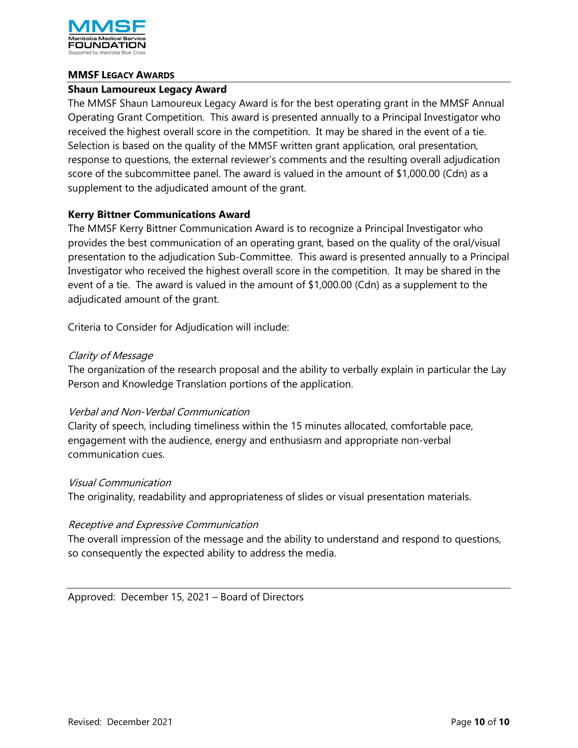## MMSF LEGACY AWARDS

### Shaun Lamoureux Legacy Award

The MMSF Shaun Lamoureux Legacy Award is for the best operating grant in the MMSF Annual Operating Grant Competition. This award is presented annually to a Principal Investigator who received the highest overall score in the competition. It may be shared in the event of a tie. Selection is based on the quality of the MMSF written grant application, oral presentation, response to questions, the external reviewer's comments and the resulting overall adjudication score of the subcommittee panel. The award is valued in the amount of $1,000.00 (Cdn) as a supplement to the adjudicated amount of the grant.

### Kerry Bittner Communications Award

The MMSF Kerry Bittner Communication Award is to recognize a Principal Investigator who provides the best communication of an operating grant, based on the quality of the oral/visual presentation to the adjudication Sub-Committee. This award is presented annually to a Principal Investigator who received the highest overall score in the competition. It may be shared in the event of a tie. The award is valued in the amount of $1,000.00 (Cdn) as a supplement to the adjudicated amount of the grant.

Criteria to Consider for Adjudication will include:

*Clarity of Message*

The organization of the research proposal and the ability to verbally explain in particular the Lay Person and Knowledge Translation portions of the application.

*Verbal and Non-Verbal Communication*

Clarity of speech, including timeliness within the 15 minutes allocated, comfortable pace, engagement with the audience, energy and enthusiasm and appropriate non-verbal communication cues.

*Visual Communication*

The originality, readability and appropriateness of slides or visual presentation materials.

*Receptive and Expressive Communication*

The overall impression of the message and the ability to understand and respond to questions, so consequently the expected ability to address the media.

---

Approved: December 15, 2021 – Board of Directors

Revised: December 2021